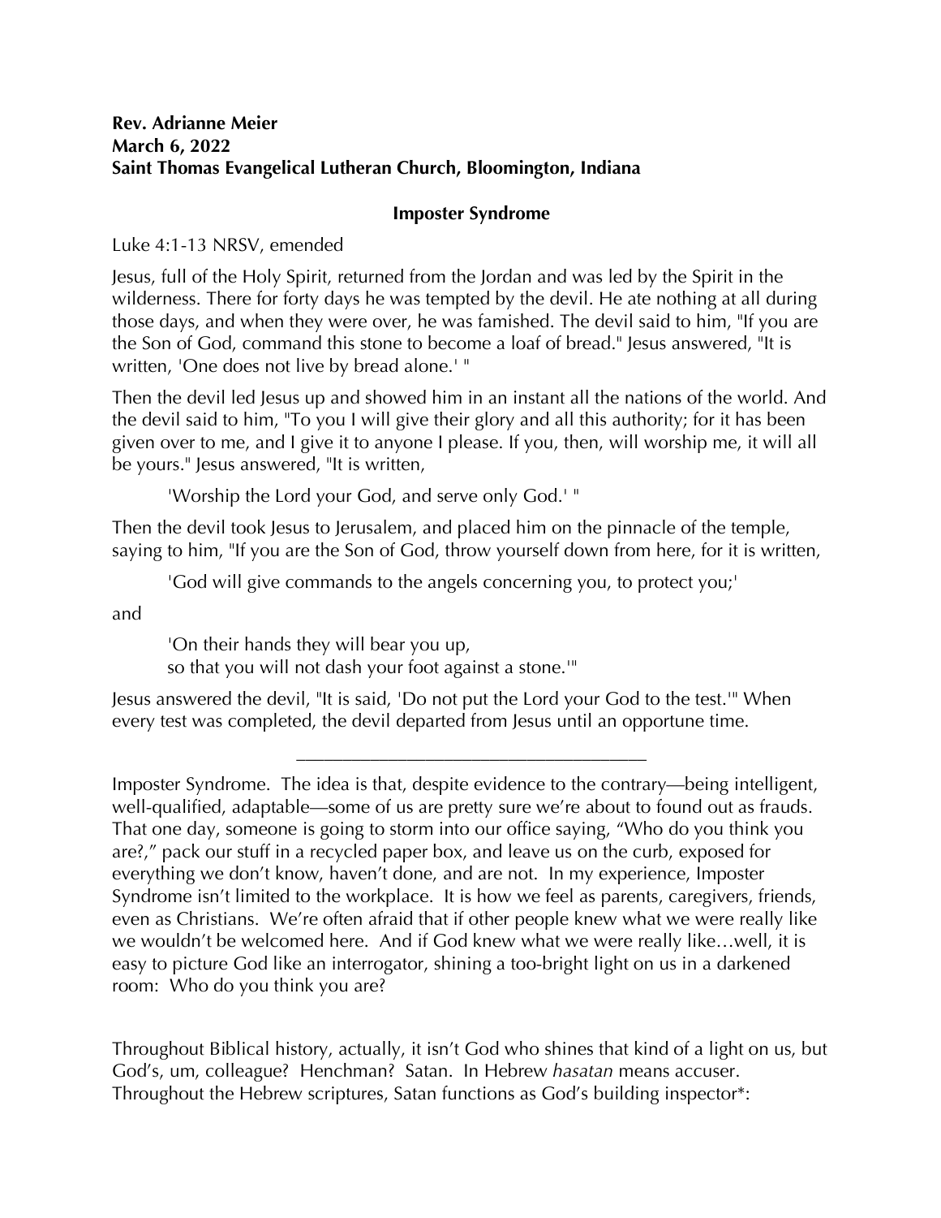**Rev. Adrianne Meier**
**March 6, 2022**
**Saint Thomas Evangelical Lutheran Church, Bloomington, Indiana**

## Imposter Syndrome

Luke 4:1-13 NRSV, emended

Jesus, full of the Holy Spirit, returned from the Jordan and was led by the Spirit in the wilderness. There for forty days he was tempted by the devil. He ate nothing at all during those days, and when they were over, he was famished. The devil said to him, "If you are the Son of God, command this stone to become a loaf of bread." Jesus answered, "It is written, 'One does not live by bread alone.' "

Then the devil led Jesus up and showed him in an instant all the nations of the world. And the devil said to him, "To you I will give their glory and all this authority; for it has been given over to me, and I give it to anyone I please. If you, then, will worship me, it will all be yours." Jesus answered, "It is written,

> 'Worship the Lord your God, and serve only God.' "

Then the devil took Jesus to Jerusalem, and placed him on the pinnacle of the temple, saying to him, "If you are the Son of God, throw yourself down from here, for it is written,

> 'God will give commands to the angels concerning you, to protect you;'

and

> 'On their hands they will bear you up,
> so that you will not dash your foot against a stone.'"

Jesus answered the devil, "It is said, 'Do not put the Lord your God to the test.'" When every test was completed, the devil departed from Jesus until an opportune time.

---

Imposter Syndrome. The idea is that, despite evidence to the contrary—being intelligent, well-qualified, adaptable—some of us are pretty sure we're about to found out as frauds. That one day, someone is going to storm into our office saying, "Who do you think you are?," pack our stuff in a recycled paper box, and leave us on the curb, exposed for everything we don't know, haven't done, and are not. In my experience, Imposter Syndrome isn't limited to the workplace. It is how we feel as parents, caregivers, friends, even as Christians. We're often afraid that if other people knew what we were really like we wouldn't be welcomed here. And if God knew what we were really like…well, it is easy to picture God like an interrogator, shining a too-bright light on us in a darkened room: Who do you think you are?

Throughout Biblical history, actually, it isn't God who shines that kind of a light on us, but God's, um, colleague? Henchman? Satan. In Hebrew *hasatan* means accuser. Throughout the Hebrew scriptures, Satan functions as God's building inspector*: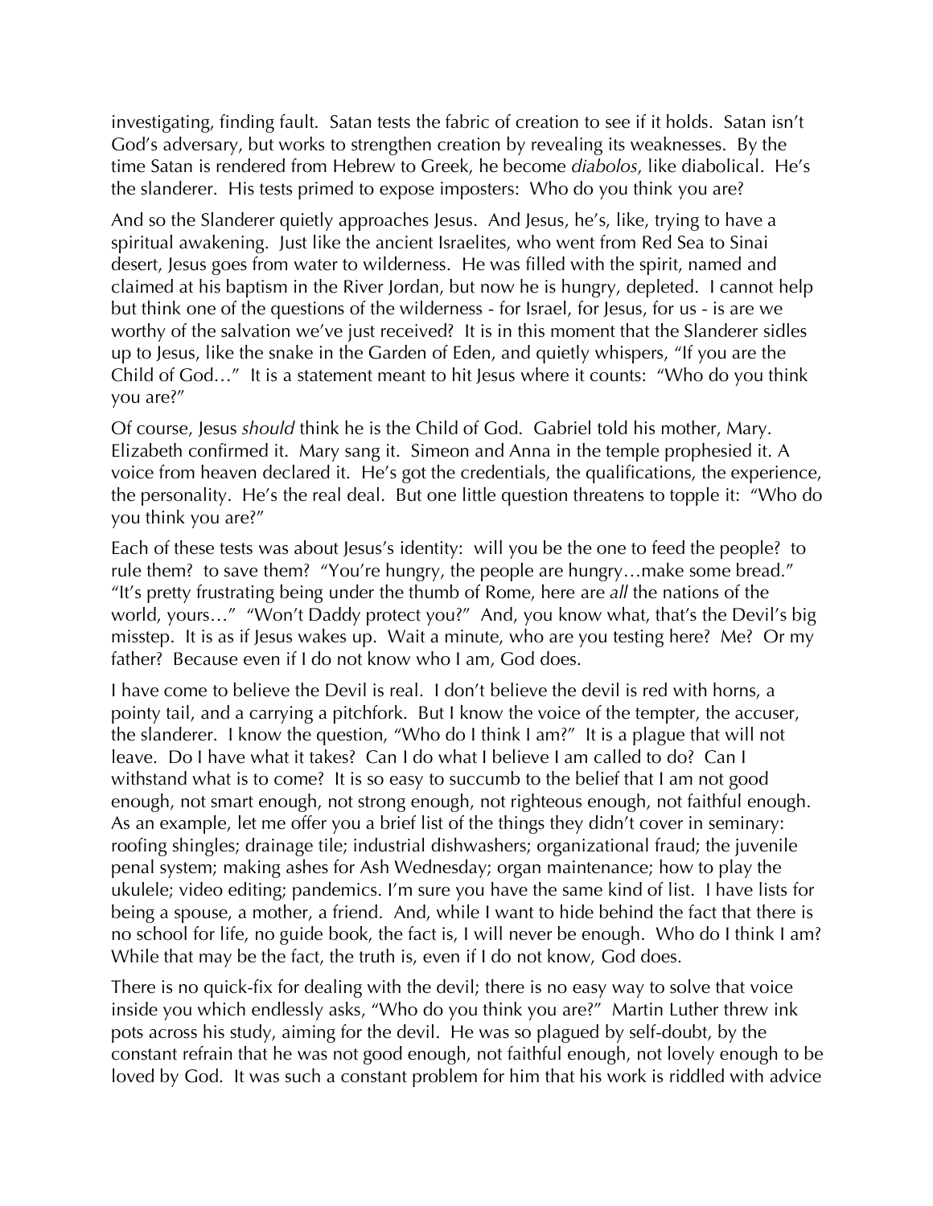investigating, finding fault. Satan tests the fabric of creation to see if it holds. Satan isn't God's adversary, but works to strengthen creation by revealing its weaknesses. By the time Satan is rendered from Hebrew to Greek, he become *diabolos*, like diabolical. He's the slanderer. His tests primed to expose imposters: Who do you think you are?

And so the Slanderer quietly approaches Jesus. And Jesus, he's, like, trying to have a spiritual awakening. Just like the ancient Israelites, who went from Red Sea to Sinai desert, Jesus goes from water to wilderness. He was filled with the spirit, named and claimed at his baptism in the River Jordan, but now he is hungry, depleted. I cannot help but think one of the questions of the wilderness - for Israel, for Jesus, for us - is are we worthy of the salvation we've just received? It is in this moment that the Slanderer sidles up to Jesus, like the snake in the Garden of Eden, and quietly whispers, "If you are the Child of God…" It is a statement meant to hit Jesus where it counts: "Who do you think you are?"

Of course, Jesus *should* think he is the Child of God. Gabriel told his mother, Mary. Elizabeth confirmed it. Mary sang it. Simeon and Anna in the temple prophesied it. A voice from heaven declared it. He's got the credentials, the qualifications, the experience, the personality. He's the real deal. But one little question threatens to topple it: "Who do you think you are?"

Each of these tests was about Jesus's identity: will you be the one to feed the people? to rule them? to save them? "You're hungry, the people are hungry…make some bread." "It's pretty frustrating being under the thumb of Rome, here are *all* the nations of the world, yours…" "Won't Daddy protect you?" And, you know what, that's the Devil's big misstep. It is as if Jesus wakes up. Wait a minute, who are you testing here? Me? Or my father? Because even if I do not know who I am, God does.

I have come to believe the Devil is real. I don't believe the devil is red with horns, a pointy tail, and a carrying a pitchfork. But I know the voice of the tempter, the accuser, the slanderer. I know the question, "Who do I think I am?" It is a plague that will not leave. Do I have what it takes? Can I do what I believe I am called to do? Can I withstand what is to come? It is so easy to succumb to the belief that I am not good enough, not smart enough, not strong enough, not righteous enough, not faithful enough. As an example, let me offer you a brief list of the things they didn't cover in seminary: roofing shingles; drainage tile; industrial dishwashers; organizational fraud; the juvenile penal system; making ashes for Ash Wednesday; organ maintenance; how to play the ukulele; video editing; pandemics. I'm sure you have the same kind of list. I have lists for being a spouse, a mother, a friend. And, while I want to hide behind the fact that there is no school for life, no guide book, the fact is, I will never be enough. Who do I think I am? While that may be the fact, the truth is, even if I do not know, God does.

There is no quick-fix for dealing with the devil; there is no easy way to solve that voice inside you which endlessly asks, "Who do you think you are?" Martin Luther threw ink pots across his study, aiming for the devil. He was so plagued by self-doubt, by the constant refrain that he was not good enough, not faithful enough, not lovely enough to be loved by God. It was such a constant problem for him that his work is riddled with advice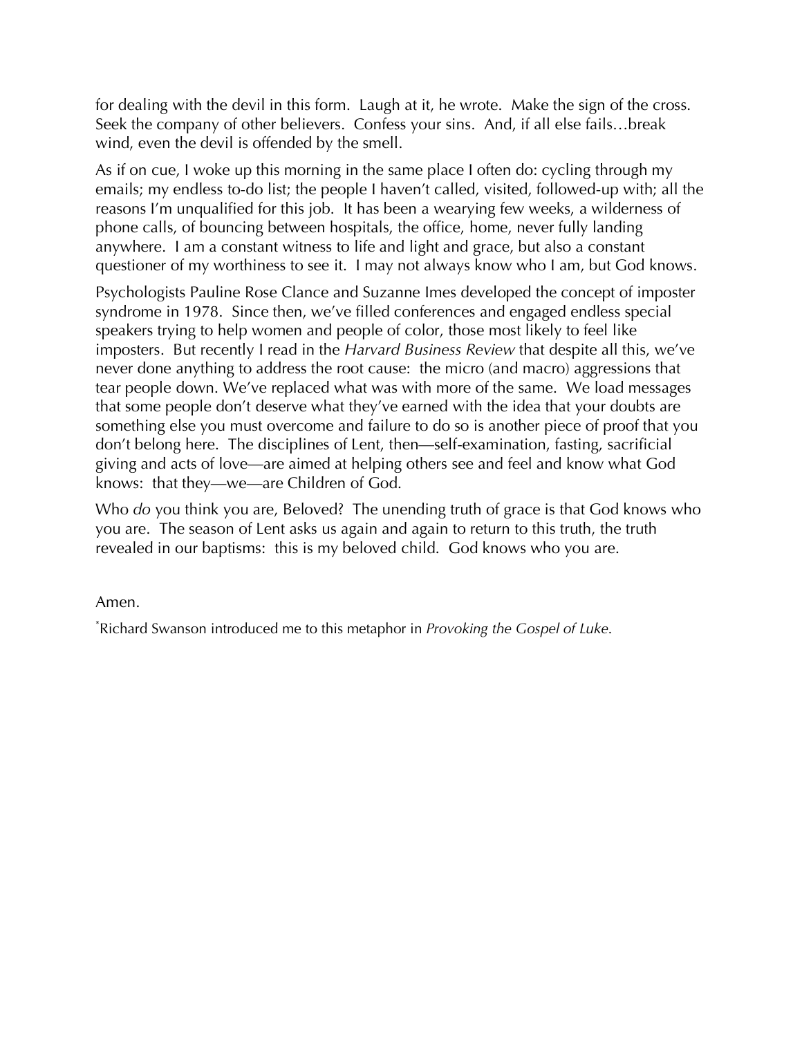for dealing with the devil in this form. Laugh at it, he wrote. Make the sign of the cross. Seek the company of other believers. Confess your sins. And, if all else fails…break wind, even the devil is offended by the smell.

As if on cue, I woke up this morning in the same place I often do: cycling through my emails; my endless to-do list; the people I haven't called, visited, followed-up with; all the reasons I'm unqualified for this job. It has been a wearying few weeks, a wilderness of phone calls, of bouncing between hospitals, the office, home, never fully landing anywhere. I am a constant witness to life and light and grace, but also a constant questioner of my worthiness to see it. I may not always know who I am, but God knows.

Psychologists Pauline Rose Clance and Suzanne Imes developed the concept of imposter syndrome in 1978. Since then, we've filled conferences and engaged endless special speakers trying to help women and people of color, those most likely to feel like imposters. But recently I read in the *Harvard Business Review* that despite all this, we've never done anything to address the root cause: the micro (and macro) aggressions that tear people down. We've replaced what was with more of the same. We load messages that some people don't deserve what they've earned with the idea that your doubts are something else you must overcome and failure to do so is another piece of proof that you don't belong here. The disciplines of Lent, then—self-examination, fasting, sacrificial giving and acts of love—are aimed at helping others see and feel and know what God knows: that they—we—are Children of God.

Who *do* you think you are, Beloved? The unending truth of grace is that God knows who you are. The season of Lent asks us again and again to return to this truth, the truth revealed in our baptisms: this is my beloved child. God knows who you are.

Amen.

*Richard Swanson introduced me to this metaphor in *Provoking the Gospel of Luke*.